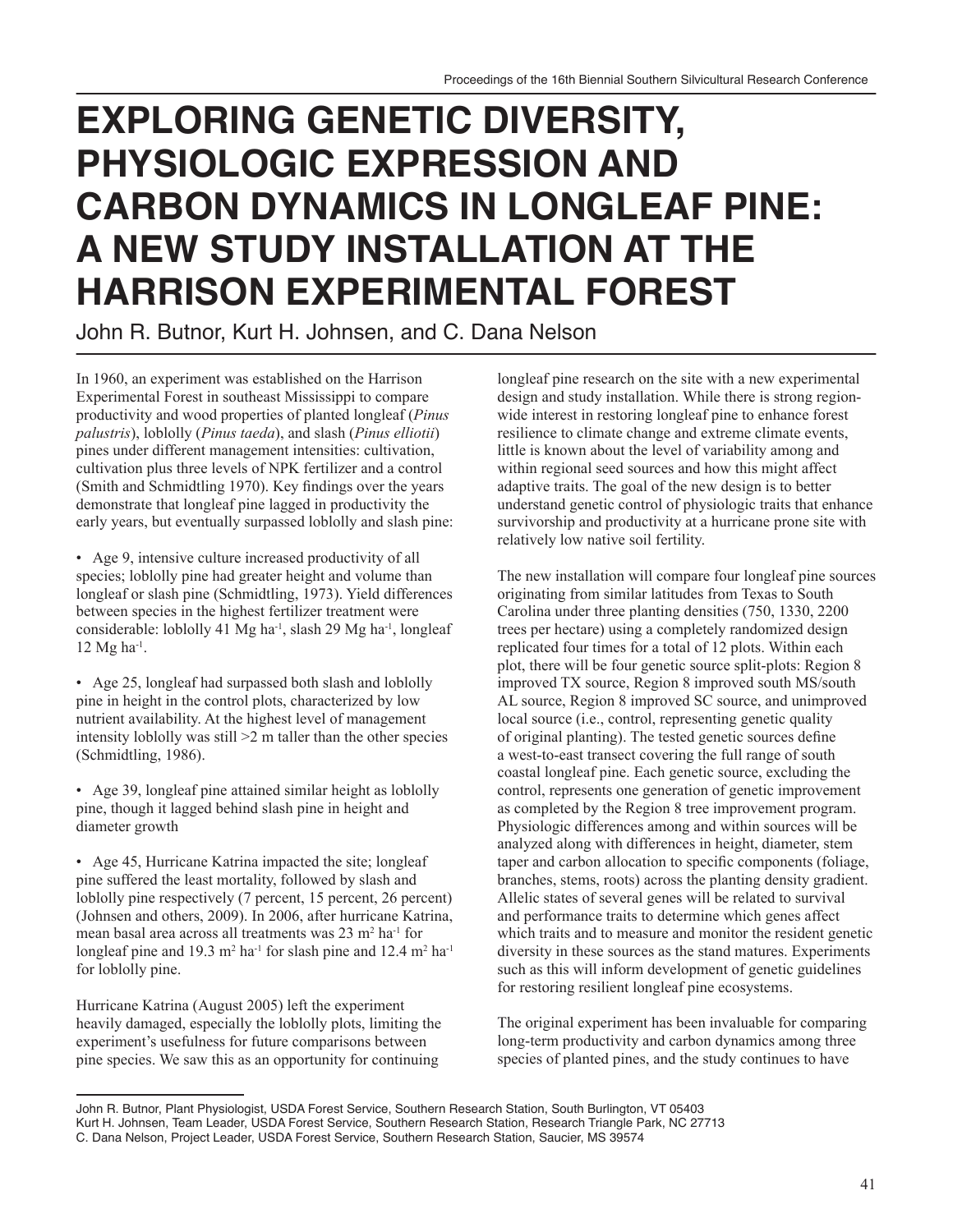# EXPLORING GENETIC DIVERSITY, PHYSIOLOGIC EXPRESSION AND CARBON DYNAMICS IN LONGLEAF PINE: A NEW STUDY INSTALLATION AT THE HARRISON EXPERIMENTAL FOREST

John R. Butnor, Kurt H. Johnsen, and C. Dana Nelson

In 1960, an experiment was established on the Harrison Experimental Forest in southeast Mississippi to compare productivity and wood properties of planted longleaf (*Pinus palustris*), loblolly (*Pinus taeda*), and slash (*Pinus elliotii*) pines under different management intensities: cultivation, cultivation plus three levels of NPK fertilizer and a control (Smith and Schmidtling 1970). Key findings over the years demonstrate that longleaf pine lagged in productivity the early years, but eventually surpassed loblolly and slash pine:

- Age 9, intensive culture increased productivity of all species; loblolly pine had greater height and volume than longleaf or slash pine (Schmidtling, 1973). Yield differences between species in the highest fertilizer treatment were considerable: loblolly 41 Mg ha$^{-1}$, slash 29 Mg ha$^{-1}$, longleaf 12 Mg ha$^{-1}$.

- Age 25, longleaf had surpassed both slash and loblolly pine in height in the control plots, characterized by low nutrient availability. At the highest level of management intensity loblolly was still >2 m taller than the other species (Schmidtling, 1986).

- Age 39, longleaf pine attained similar height as loblolly pine, though it lagged behind slash pine in height and diameter growth

- Age 45, Hurricane Katrina impacted the site; longleaf pine suffered the least mortality, followed by slash and loblolly pine respectively (7 percent, 15 percent, 26 percent) (Johnsen and others, 2009). In 2006, after hurricane Katrina, mean basal area across all treatments was 23 m$^2$ ha$^{-1}$ for longleaf pine and 19.3 m$^2$ ha$^{-1}$ for slash pine and 12.4 m$^2$ ha$^{-1}$ for loblolly pine.

Hurricane Katrina (August 2005) left the experiment heavily damaged, especially the loblolly plots, limiting the experiment's usefulness for future comparisons between pine species. We saw this as an opportunity for continuing longleaf pine research on the site with a new experimental design and study installation. While there is strong region-wide interest in restoring longleaf pine to enhance forest resilience to climate change and extreme climate events, little is known about the level of variability among and within regional seed sources and how this might affect adaptive traits. The goal of the new design is to better understand genetic control of physiologic traits that enhance survivorship and productivity at a hurricane prone site with relatively low native soil fertility.

The new installation will compare four longleaf pine sources originating from similar latitudes from Texas to South Carolina under three planting densities (750, 1330, 2200 trees per hectare) using a completely randomized design replicated four times for a total of 12 plots. Within each plot, there will be four genetic source split-plots: Region 8 improved TX source, Region 8 improved south MS/south AL source, Region 8 improved SC source, and unimproved local source (i.e., control, representing genetic quality of original planting). The tested genetic sources define a west-to-east transect covering the full range of south coastal longleaf pine. Each genetic source, excluding the control, represents one generation of genetic improvement as completed by the Region 8 tree improvement program. Physiologic differences among and within sources will be analyzed along with differences in height, diameter, stem taper and carbon allocation to specific components (foliage, branches, stems, roots) across the planting density gradient. Allelic states of several genes will be related to survival and performance traits to determine which genes affect which traits and to measure and monitor the resident genetic diversity in these sources as the stand matures. Experiments such as this will inform development of genetic guidelines for restoring resilient longleaf pine ecosystems.

The original experiment has been invaluable for comparing long-term productivity and carbon dynamics among three species of planted pines, and the study continues to have

John R. Butnor, Plant Physiologist, USDA Forest Service, Southern Research Station, South Burlington, VT 05403
Kurt H. Johnsen, Team Leader, USDA Forest Service, Southern Research Station, Research Triangle Park, NC 27713
C. Dana Nelson, Project Leader, USDA Forest Service, Southern Research Station, Saucier, MS 39574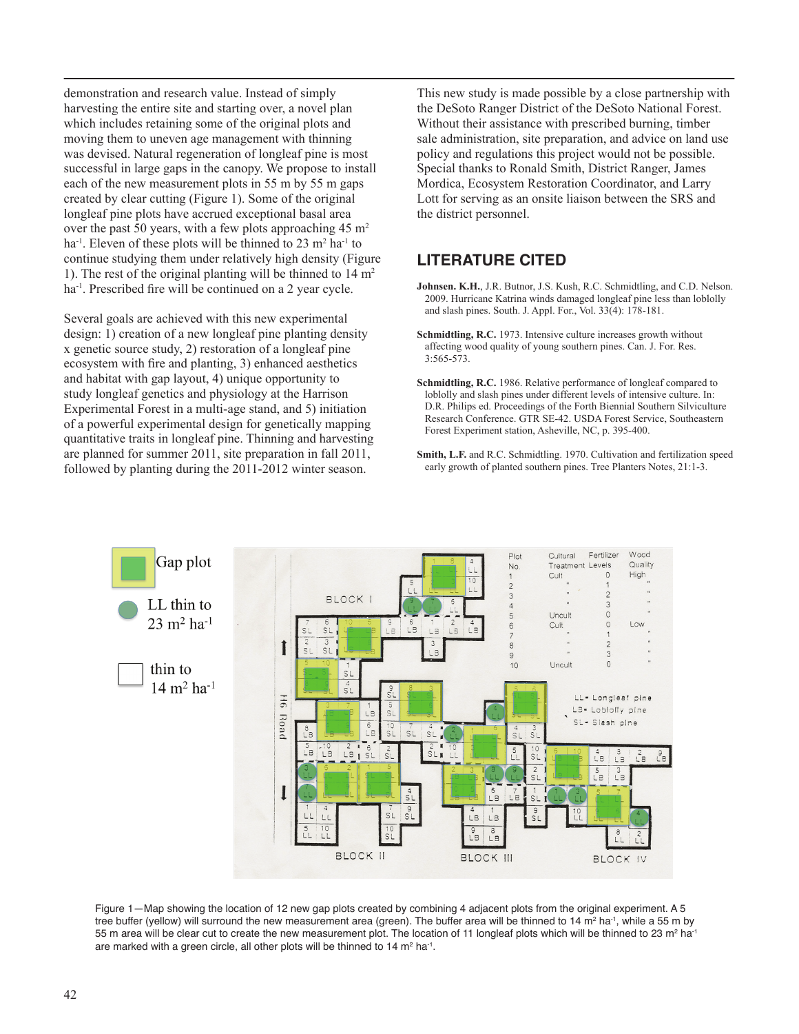demonstration and research value. Instead of simply harvesting the entire site and starting over, a novel plan which includes retaining some of the original plots and moving them to uneven age management with thinning was devised. Natural regeneration of longleaf pine is most successful in large gaps in the canopy. We propose to install each of the new measurement plots in 55 m by 55 m gaps created by clear cutting (Figure 1). Some of the original longleaf pine plots have accrued exceptional basal area over the past 50 years, with a few plots approaching 45 $m^2$ $ha^{-1}$. Eleven of these plots will be thinned to 23 $m^2$ $ha^{-1}$ to continue studying them under relatively high density (Figure 1). The rest of the original planting will be thinned to 14 $m^2$ $ha^{-1}$. Prescribed fire will be continued on a 2 year cycle.

Several goals are achieved with this new experimental design: 1) creation of a new longleaf pine planting density x genetic source study, 2) restoration of a longleaf pine ecosystem with fire and planting, 3) enhanced aesthetics and habitat with gap layout, 4) unique opportunity to study longleaf genetics and physiology at the Harrison Experimental Forest in a multi-age stand, and 5) initiation of a powerful experimental design for genetically mapping quantitative traits in longleaf pine. Thinning and harvesting are planned for summer 2011, site preparation in fall 2011, followed by planting during the 2011-2012 winter season.

This new study is made possible by a close partnership with the DeSoto Ranger District of the DeSoto National Forest. Without their assistance with prescribed burning, timber sale administration, site preparation, and advice on land use policy and regulations this project would not be possible. Special thanks to Ronald Smith, District Ranger, James Mordica, Ecosystem Restoration Coordinator, and Larry Lott for serving as an onsite liaison between the SRS and the district personnel.

## LITERATURE CITED

**Johnsen. K.H.**, J.R. Butnor, J.S. Kush, R.C. Schmidtling, and C.D. Nelson. 2009. Hurricane Katrina winds damaged longleaf pine less than loblolly and slash pines. South. J. Appl. For., Vol. 33(4): 178-181.

**Schmidtling, R.C.** 1973. Intensive culture increases growth without affecting wood quality of young southern pines. Can. J. For. Res. 3:565-573.

**Schmidtling, R.C.** 1986. Relative performance of longleaf compared to loblolly and slash pines under different levels of intensive culture. In: D.R. Philips ed. Proceedings of the Forth Biennial Southern Silviculture Research Conference. GTR SE-42. USDA Forest Service, Southeastern Forest Experiment station, Asheville, NC, p. 395-400.

**Smith, L.F.** and R.C. Schmidtling. 1970. Cultivation and fertilization speed early growth of planted southern pines. Tree Planters Notes, 21:1-3.

Gap plot

LL thin to 23 $m^2$ $ha^{-1}$

thin to 14 $m^2$ $ha^{-1}$

Figure 1—Map showing the location of 12 new gap plots created by combining 4 adjacent plots from the original experiment. A 5 tree buffer (yellow) will surround the new measurement area (green). The buffer area will be thinned to 14 $m^2$ $ha^{-1}$, while a 55 m by 55 m area will be clear cut to create the new measurement plot. The location of 11 longleaf plots which will be thinned to 23 $m^2$ $ha^{-1}$ are marked with a green circle, all other plots will be thinned to 14 $m^2$ $ha^{-1}$.